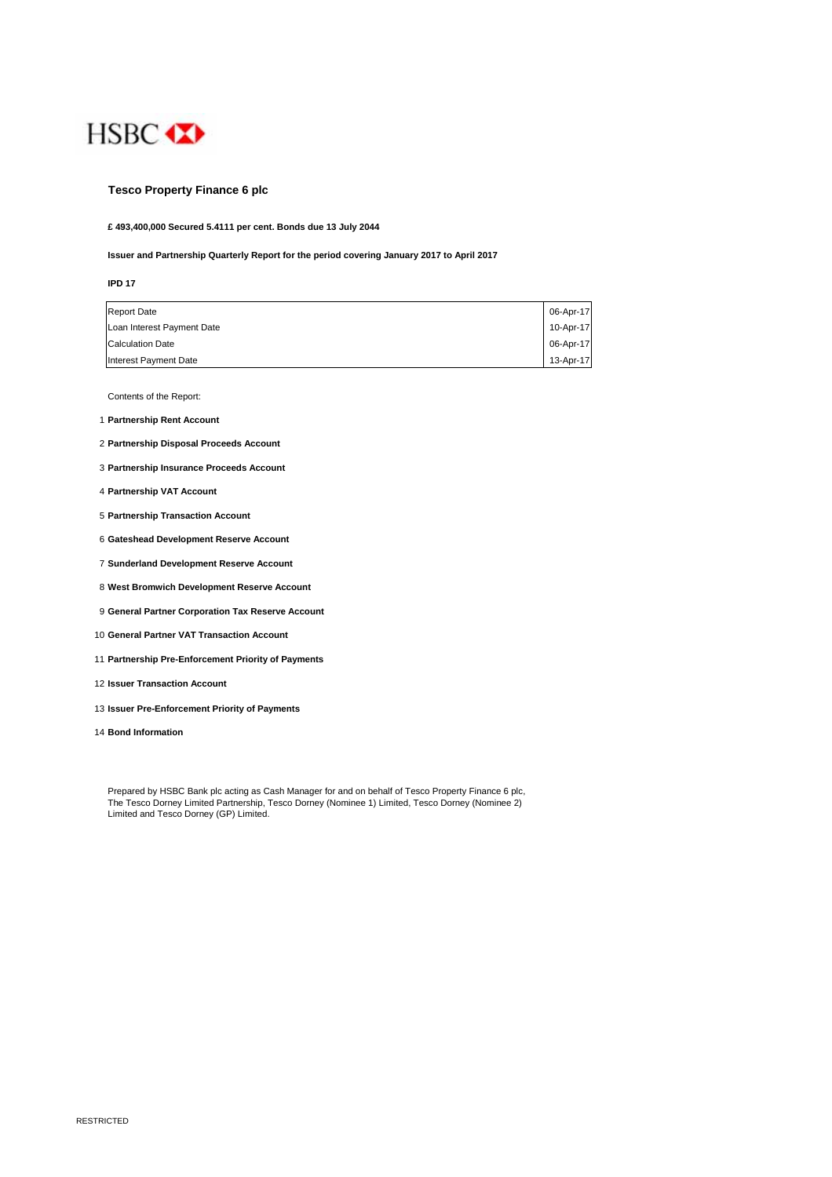HSBC

# Tesco Property Finance 6 plc

**£ 493,400,000 Secured 5.4111 per cent. Bonds due 13 July 2044**

**Issuer and Partnership Quarterly Report for the period covering January 2017 to April 2017**

**IPD 17**

| | |
|---|---|
| Report Date | 06-Apr-17 |
| Loan Interest Payment Date | 10-Apr-17 |
| Calculation Date | 06-Apr-17 |
| Interest Payment Date | 13-Apr-17 |

Contents of the Report:

1 **Partnership Rent Account**

2 **Partnership Disposal Proceeds Account**

3 **Partnership Insurance Proceeds Account**

4 **Partnership VAT Account**

5 **Partnership Transaction Account**

6 **Gateshead Development Reserve Account**

7 **Sunderland Development Reserve Account**

8 **West Bromwich Development Reserve Account**

9 **General Partner Corporation Tax Reserve Account**

10 **General Partner VAT Transaction Account**

11 **Partnership Pre-Enforcement Priority of Payments**

12 **Issuer Transaction Account**

13 **Issuer Pre-Enforcement Priority of Payments**

14 **Bond Information**

Prepared by HSBC Bank plc acting as Cash Manager for and on behalf of Tesco Property Finance 6 plc, The Tesco Dorney Limited Partnership, Tesco Dorney (Nominee 1) Limited, Tesco Dorney (Nominee 2) Limited and Tesco Dorney (GP) Limited.

RESTRICTED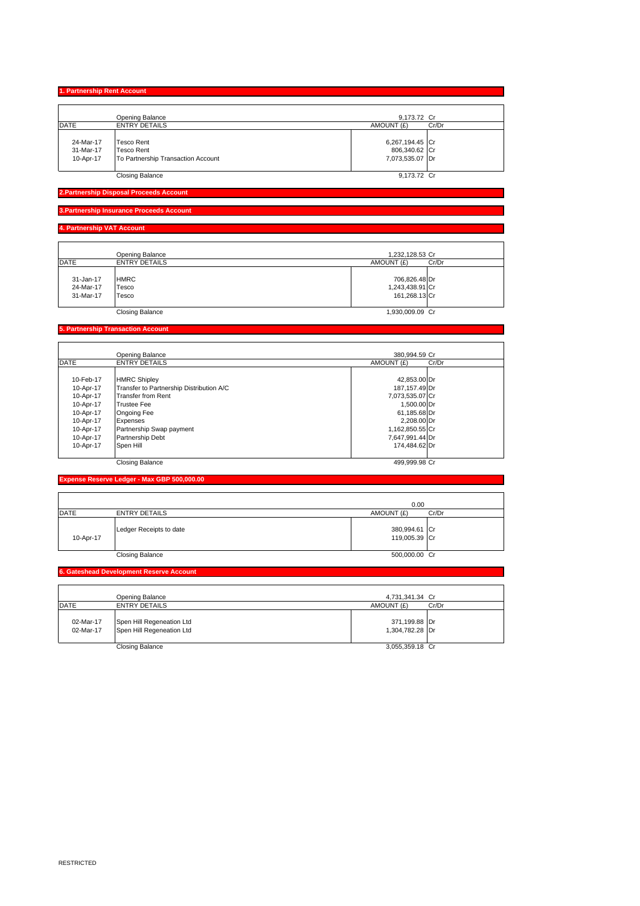## 1. Partnership Rent Account

| DATE | ENTRY DETAILS | AMOUNT (£) | Cr/Dr |
|---|---|---|---|
| | Opening Balance | 9,173.72 | Cr |
| 24-Mar-17 | Tesco Rent | 6,267,194.45 | Cr |
| 31-Mar-17 | Tesco Rent | 806,340.62 | Cr |
| 10-Apr-17 | To Partnership Transaction Account | 7,073,535.07 | Dr |
| | Closing Balance | 9,173.72 | Cr |

## 2.Partnership Disposal Proceeds Account

## 3.Partnership Insurance Proceeds Account

## 4. Partnership VAT Account

| DATE | ENTRY DETAILS | AMOUNT (£) | Cr/Dr |
|---|---|---|---|
| | Opening Balance | 1,232,128.53 | Cr |
| 31-Jan-17 | HMRC | 706,826.48 | Dr |
| 24-Mar-17 | Tesco | 1,243,438.91 | Cr |
| 31-Mar-17 | Tesco | 161,268.13 | Cr |
| | Closing Balance | 1,930,009.09 | Cr |

## 5. Partnership Transaction Account

| DATE | ENTRY DETAILS | AMOUNT (£) | Cr/Dr |
|---|---|---|---|
| | Opening Balance | 380,994.59 | Cr |
| 10-Feb-17 | HMRC Shipley | 42,853.00 | Dr |
| 10-Apr-17 | Transfer to Partnership Distribution A/C | 187,157.49 | Dr |
| 10-Apr-17 | Transfer from Rent | 7,073,535.07 | Cr |
| 10-Apr-17 | Trustee Fee | 1,500.00 | Dr |
| 10-Apr-17 | Ongoing Fee | 61,185.68 | Dr |
| 10-Apr-17 | Expenses | 2,208.00 | Dr |
| 10-Apr-17 | Partnership Swap payment | 1,162,850.55 | Cr |
| 10-Apr-17 | Partnership Debt | 7,647,991.44 | Dr |
| 10-Apr-17 | Spen Hill | 174,484.62 | Dr |
| | Closing Balance | 499,999.98 | Cr |

## Expense Reserve Ledger - Max GBP 500,000.00

| DATE | ENTRY DETAILS | AMOUNT (£) | Cr/Dr |
|---|---|---|---|
| | | 0.00 | |
| | Ledger Receipts to date | 380,994.61 | Cr |
| 10-Apr-17 | | 119,005.39 | Cr |
| | Closing Balance | 500,000.00 | Cr |

## 6. Gateshead Development Reserve Account

| DATE | ENTRY DETAILS | AMOUNT (£) | Cr/Dr |
|---|---|---|---|
| | Opening Balance | 4,731,341.34 | Cr |
| 02-Mar-17 | Spen Hill Regeneation Ltd | 371,199.88 | Dr |
| 02-Mar-17 | Spen Hill Regeneation Ltd | 1,304,782.28 | Dr |
| | Closing Balance | 3,055,359.18 | Cr |

RESTRICTED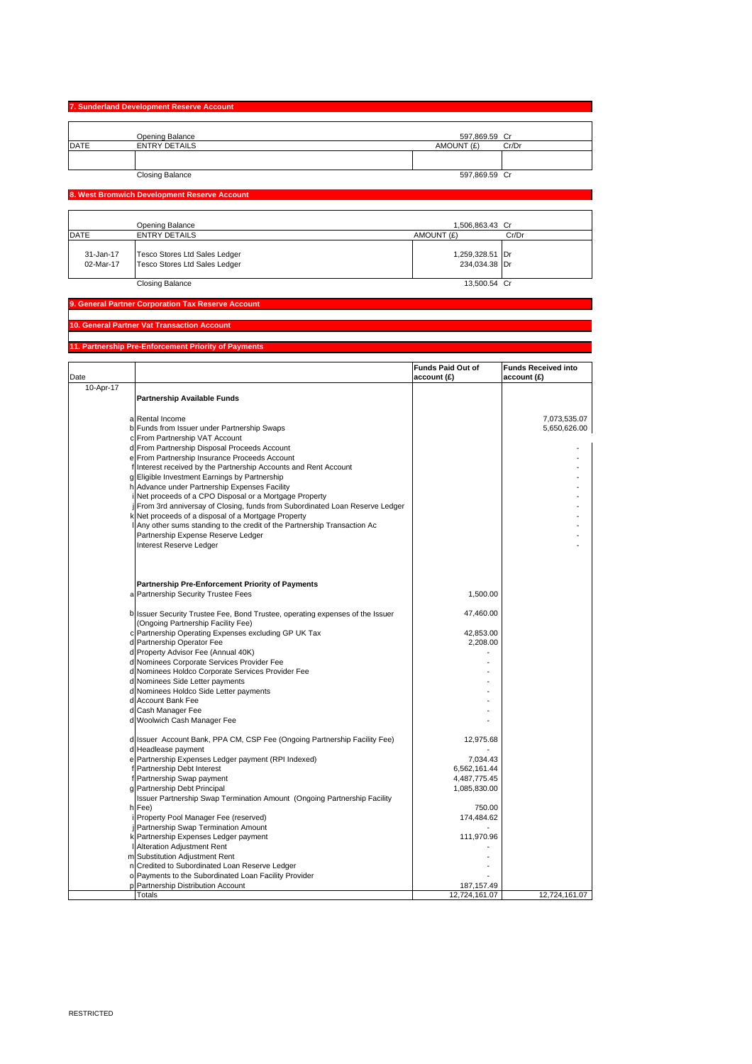## 7. Sunderland Development Reserve Account

| DATE | ENTRY DETAILS | AMOUNT (£) | Cr/Dr |
|---|---|---|---|
| | Opening Balance | 597,869.59 | Cr |
| | | | |
| | Closing Balance | 597,869.59 | Cr |

## 8. West Bromwich Development Reserve Account

| DATE | ENTRY DETAILS | AMOUNT (£) | Cr/Dr |
|---|---|---|---|
| | Opening Balance | 1,506,863.43 | Cr |
| 31-Jan-17 | Tesco Stores Ltd Sales Ledger | 1,259,328.51 | Dr |
| 02-Mar-17 | Tesco Stores Ltd Sales Ledger | 234,034.38 | Dr |
| | Closing Balance | 13,500.54 | Cr |

## 9. General Partner Corporation Tax Reserve Account

## 10. General Partner Vat Transaction Account

## 11. Partnership Pre-Enforcement Priority of Payments

| Date | | | Funds Paid Out of account (£) | Funds Received into account (£) |
|---|---|---|---|---|
| 10-Apr-17 | | **Partnership Available Funds** | | |
| | a | Rental Income | | 7,073,535.07 |
| | b | Funds from Issuer under Partnership Swaps | | 5,650,626.00 |
| | c | From Partnership VAT Account | | |
| | d | From Partnership Disposal Proceeds Account | | - |
| | e | From Partnership Insurance Proceeds Account | | - |
| | f | Interest received by the Partnership Accounts and Rent Account | | - |
| | g | Eligible Investment Earnings by Partnership | | - |
| | h | Advance under Partnership Expenses Facility | | - |
| | i | Net proceeds of a CPO Disposal or a Mortgage Property | | - |
| | j | From 3rd anniversay of Closing, funds from Subordinated Loan Reserve Ledger | | - |
| | k | Net proceeds of a disposal of a Mortgage Property | | - |
| | l | Any other sums standing to the credit of the Partnership Transaction Ac | | - |
| | | Partnership Expense Reserve Ledger | | - |
| | | Interest Reserve Ledger | | - |
| | | **Partnership Pre-Enforcement Priority of Payments** | | |
| | a | Partnership Security Trustee Fees | 1,500.00 | |
| | b | Issuer Security Trustee Fee, Bond Trustee, operating expenses of the Issuer (Ongoing Partnership Facility Fee) | 47,460.00 | |
| | c | Partnership Operating Expenses excluding GP UK Tax | 42,853.00 | |
| | d | Partnership Operator Fee | 2,208.00 | |
| | d | Property Advisor Fee (Annual 40K) | - | |
| | d | Nominees Corporate Services Provider Fee | - | |
| | d | Nominees Holdco Corporate Services Provider Fee | - | |
| | d | Nominees Side Letter payments | - | |
| | d | Nominees Holdco Side Letter payments | - | |
| | d | Account Bank Fee | - | |
| | d | Cash Manager Fee | - | |
| | d | Woolwich Cash Manager Fee | - | |
| | d | Issuer Account Bank, PPA CM, CSP Fee (Ongoing Partnership Facility Fee) | 12,975.68 | |
| | d | Headlease payment | - | |
| | e | Partnership Expenses Ledger payment (RPI Indexed) | 7,034.43 | |
| | f | Partnership Debt Interest | 6,562,161.44 | |
| | f | Partnership Swap payment | 4,487,775.45 | |
| | g | Partnership Debt Principal | 1,085,830.00 | |
| | h | Issuer Partnership Swap Termination Amount (Ongoing Partnership Facility Fee) | 750.00 | |
| | i | Property Pool Manager Fee (reserved) | 174,484.62 | |
| | j | Partnership Swap Termination Amount | - | |
| | k | Partnership Expenses Ledger payment | 111,970.96 | |
| | l | Alteration Adjustment Rent | - | |
| | m | Substitution Adjustment Rent | - | |
| | n | Credited to Subordinated Loan Reserve Ledger | - | |
| | o | Payments to the Subordinated Loan Facility Provider | - | |
| | p | Partnership Distribution Account | 187,157.49 | |
| | | Totals | 12,724,161.07 | 12,724,161.07 |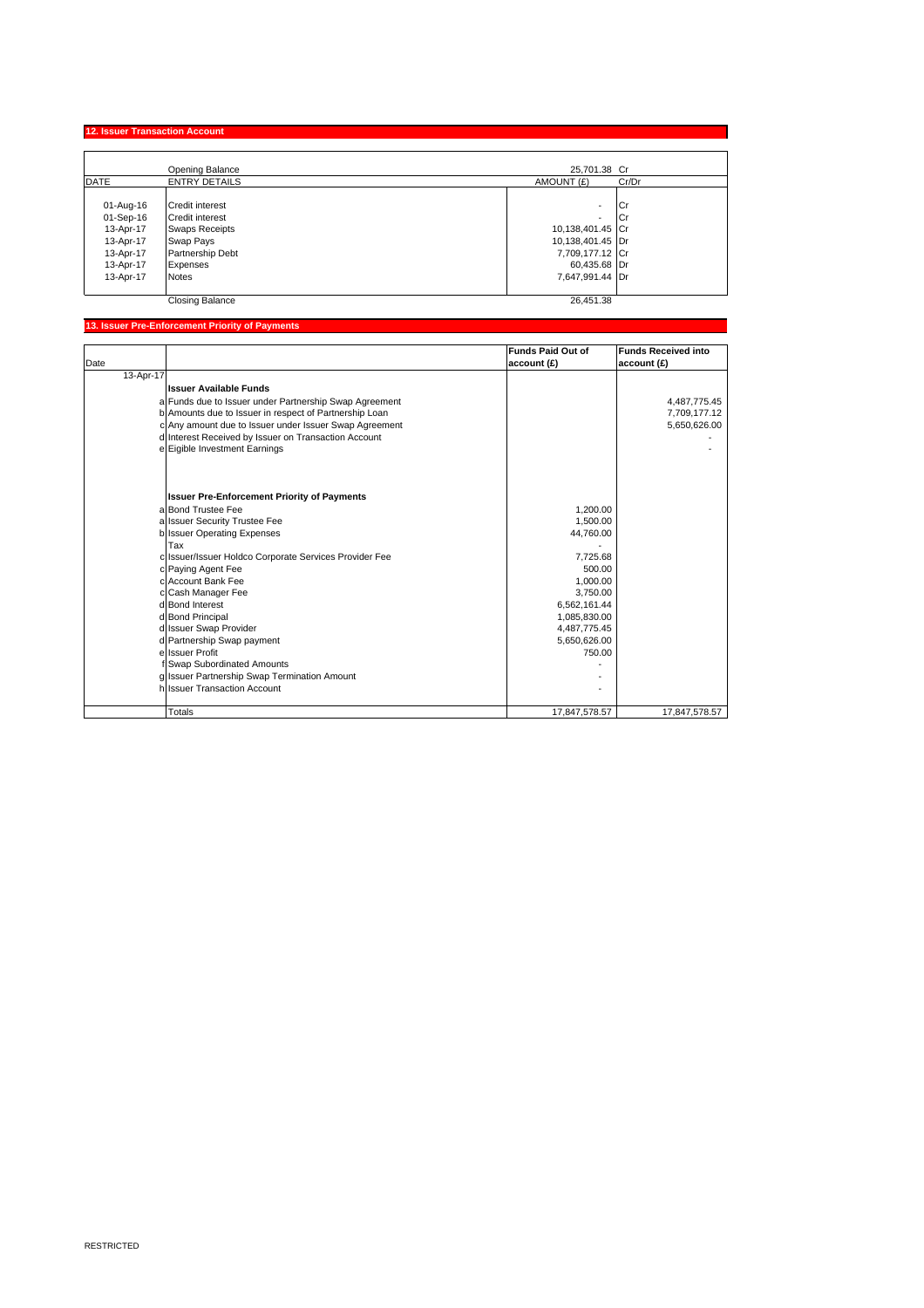## 12. Issuer Transaction Account

| | Opening Balance | 25,701.38 | Cr |
|---|---|---|---|
| DATE | ENTRY DETAILS | AMOUNT (£) | Cr/Dr |
| 01-Aug-16 | Credit interest | - | Cr |
| 01-Sep-16 | Credit interest | - | Cr |
| 13-Apr-17 | Swaps Receipts | 10,138,401.45 | Cr |
| 13-Apr-17 | Swap Pays | 10,138,401.45 | Dr |
| 13-Apr-17 | Partnership Debt | 7,709,177.12 | Cr |
| 13-Apr-17 | Expenses | 60,435.68 | Dr |
| 13-Apr-17 | Notes | 7,647,991.44 | Dr |
| | Closing Balance | 26,451.38 | |

## 13. Issuer Pre-Enforcement Priority of Payments

| Date | | | Funds Paid Out of account (£) | Funds Received into account (£) |
|---|---|---|---|---|
| 13-Apr-17 | | | | |
| | | **Issuer Available Funds** | | |
| | a | Funds due to Issuer under Partnership Swap Agreement | | 4,487,775.45 |
| | b | Amounts due to Issuer in respect of Partnership Loan | | 7,709,177.12 |
| | c | Any amount due to Issuer under Issuer Swap Agreement | | 5,650,626.00 |
| | d | Interest Received by Issuer on Transaction Account | | - |
| | e | Eigible Investment Earnings | | - |
| | | **Issuer Pre-Enforcement Priority of Payments** | | |
| | a | Bond Trustee Fee | 1,200.00 | |
| | a | Issuer Security Trustee Fee | 1,500.00 | |
| | b | Issuer Operating Expenses | 44,760.00 | |
| | | Tax | - | |
| | c | Issuer/Issuer Holdco Corporate Services Provider Fee | 7,725.68 | |
| | c | Paying Agent Fee | 500.00 | |
| | c | Account Bank Fee | 1,000.00 | |
| | c | Cash Manager Fee | 3,750.00 | |
| | d | Bond Interest | 6,562,161.44 | |
| | d | Bond Principal | 1,085,830.00 | |
| | d | Issuer Swap Provider | 4,487,775.45 | |
| | d | Partnership Swap payment | 5,650,626.00 | |
| | e | Issuer Profit | 750.00 | |
| | f | Swap Subordinated Amounts | - | |
| | g | Issuer Partnership Swap Termination Amount | - | |
| | h | Issuer Transaction Account | - | |
| | | Totals | 17,847,578.57 | 17,847,578.57 |

RESTRICTED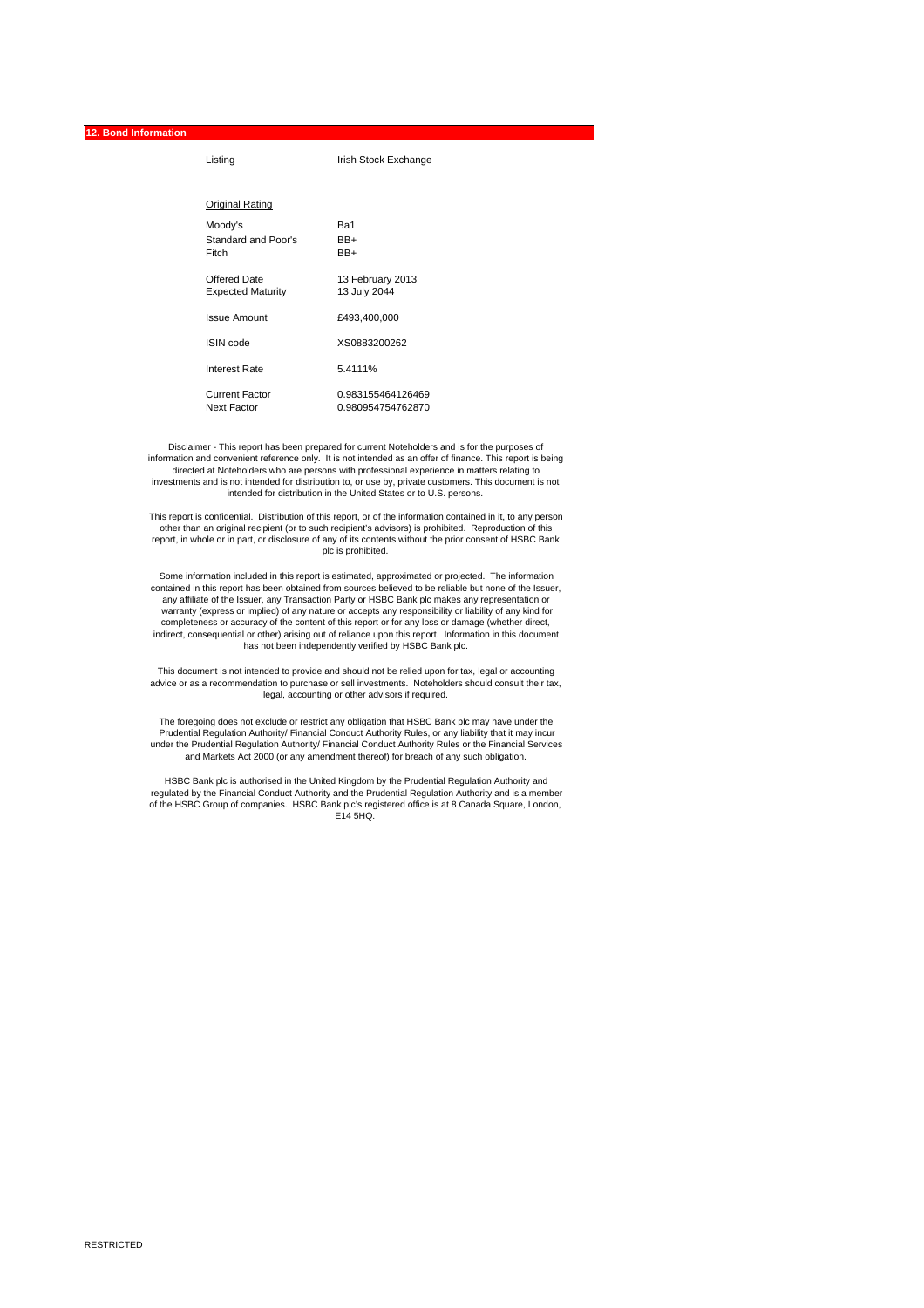## 12. Bond Information

| | |
|---|---|
| Listing | Irish Stock Exchange |
| Original Rating | |
| Moody's | Ba1 |
| Standard and Poor's | BB+ |
| Fitch | BB+ |
| Offered Date | 13 February 2013 |
| Expected Maturity | 13 July 2044 |
| Issue Amount | £493,400,000 |
| ISIN code | XS0883200262 |
| Interest Rate | 5.4111% |
| Current Factor | 0.983155464126469 |
| Next Factor | 0.980954754762870 |

Disclaimer - This report has been prepared for current Noteholders and is for the purposes of information and convenient reference only. It is not intended as an offer of finance. This report is being directed at Noteholders who are persons with professional experience in matters relating to investments and is not intended for distribution to, or use by, private customers. This document is not intended for distribution in the United States or to U.S. persons.

This report is confidential. Distribution of this report, or of the information contained in it, to any person other than an original recipient (or to such recipient's advisors) is prohibited. Reproduction of this report, in whole or in part, or disclosure of any of its contents without the prior consent of HSBC Bank plc is prohibited.

Some information included in this report is estimated, approximated or projected. The information contained in this report has been obtained from sources believed to be reliable but none of the Issuer, any affiliate of the Issuer, any Transaction Party or HSBC Bank plc makes any representation or warranty (express or implied) of any nature or accepts any responsibility or liability of any kind for completeness or accuracy of the content of this report or for any loss or damage (whether direct, indirect, consequential or other) arising out of reliance upon this report. Information in this document has not been independently verified by HSBC Bank plc.

This document is not intended to provide and should not be relied upon for tax, legal or accounting advice or as a recommendation to purchase or sell investments. Noteholders should consult their tax, legal, accounting or other advisors if required.

The foregoing does not exclude or restrict any obligation that HSBC Bank plc may have under the Prudential Regulation Authority/ Financial Conduct Authority Rules, or any liability that it may incur under the Prudential Regulation Authority/ Financial Conduct Authority Rules or the Financial Services and Markets Act 2000 (or any amendment thereof) for breach of any such obligation.

HSBC Bank plc is authorised in the United Kingdom by the Prudential Regulation Authority and regulated by the Financial Conduct Authority and the Prudential Regulation Authority and is a member of the HSBC Group of companies. HSBC Bank plc's registered office is at 8 Canada Square, London, E14 5HQ.

RESTRICTED